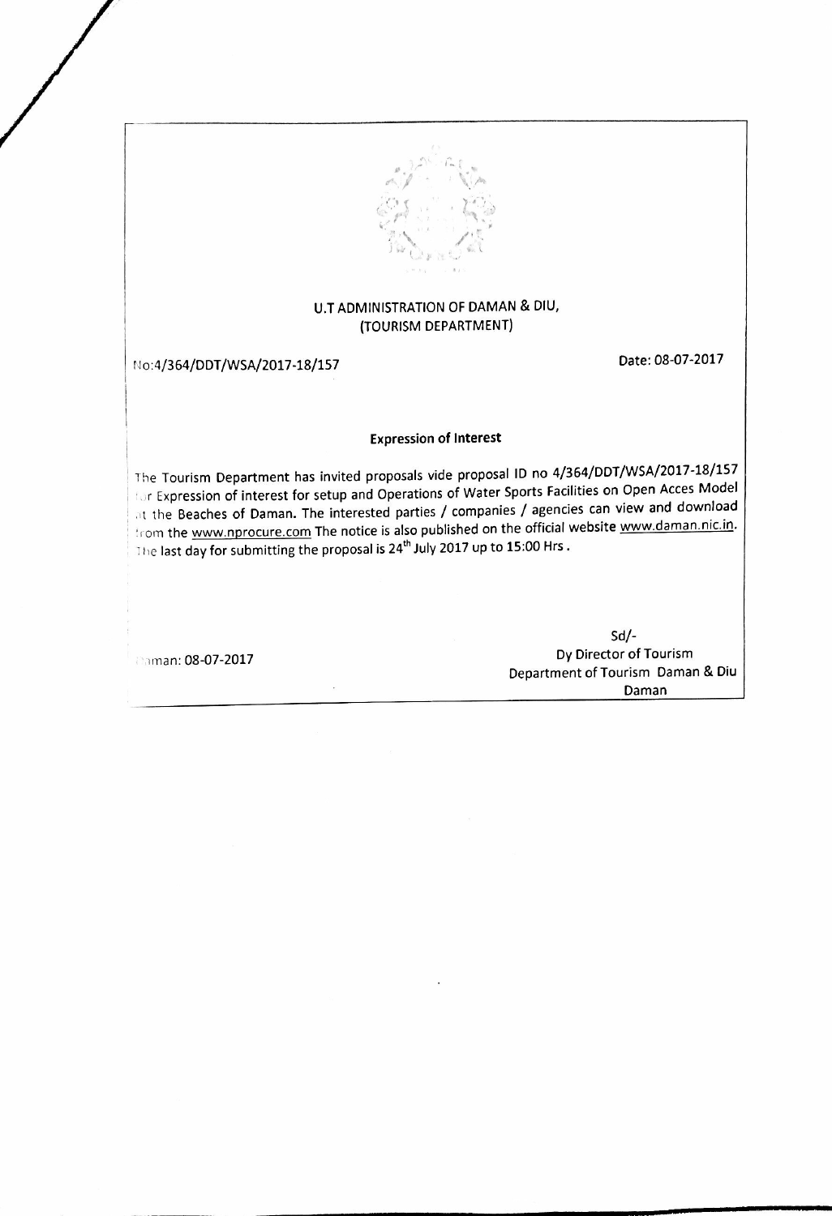# U.T ADMINISTRATION OF DAMAN & DIU,
## (TOURISM DEPARTMENT)

No:4/364/DDT/WSA/2017-18/157

Date: 08-07-2017

**Expression of Interest**

The Tourism Department has invited proposals vide proposal ID no 4/364/DDT/WSA/2017-18/157 for Expression of interest for setup and Operations of Water Sports Facilities on Open Acces Model at the Beaches of Daman. The interested parties / companies / agencies can view and download from the www.nprocure.com The notice is also published on the official website www.daman.nic.in. The last day for submitting the proposal is 24th July 2017 up to 15:00 Hrs.

Daman: 08-07-2017

Sd/-
Dy Director of Tourism
Department of Tourism Daman & Diu
Daman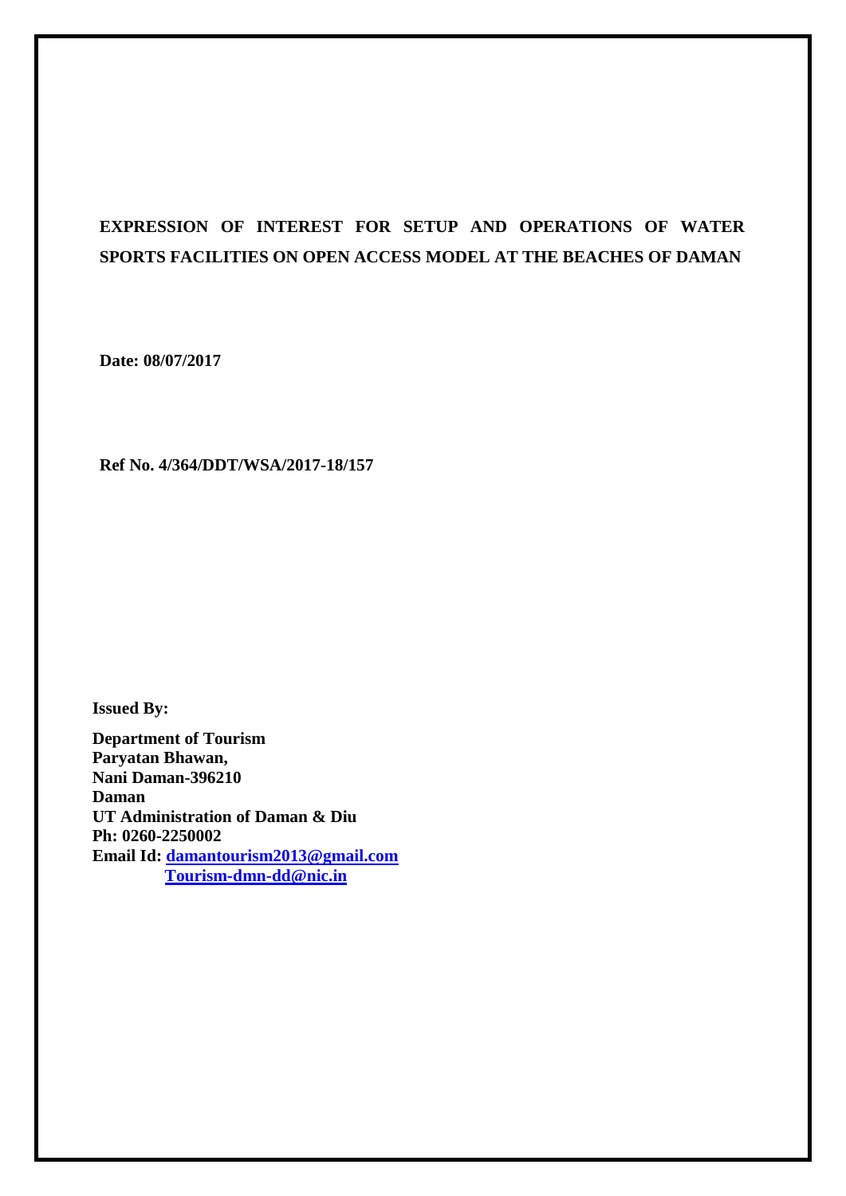**EXPRESSION OF INTEREST FOR SETUP AND OPERATIONS OF WATER SPORTS FACILITIES ON OPEN ACCESS MODEL AT THE BEACHES OF DAMAN**

**Date: 08/07/2017**

**Ref No. 4/364/DDT/WSA/2017-18/157**

**Issued By:**

**Department of Tourism**
**Paryatan Bhawan,**
**Nani Daman-396210**
**Daman**
**UT Administration of Daman & Diu**
**Ph: 0260-2250002**
**Email Id: damantourism2013@gmail.com**
**Tourism-dmn-dd@nic.in**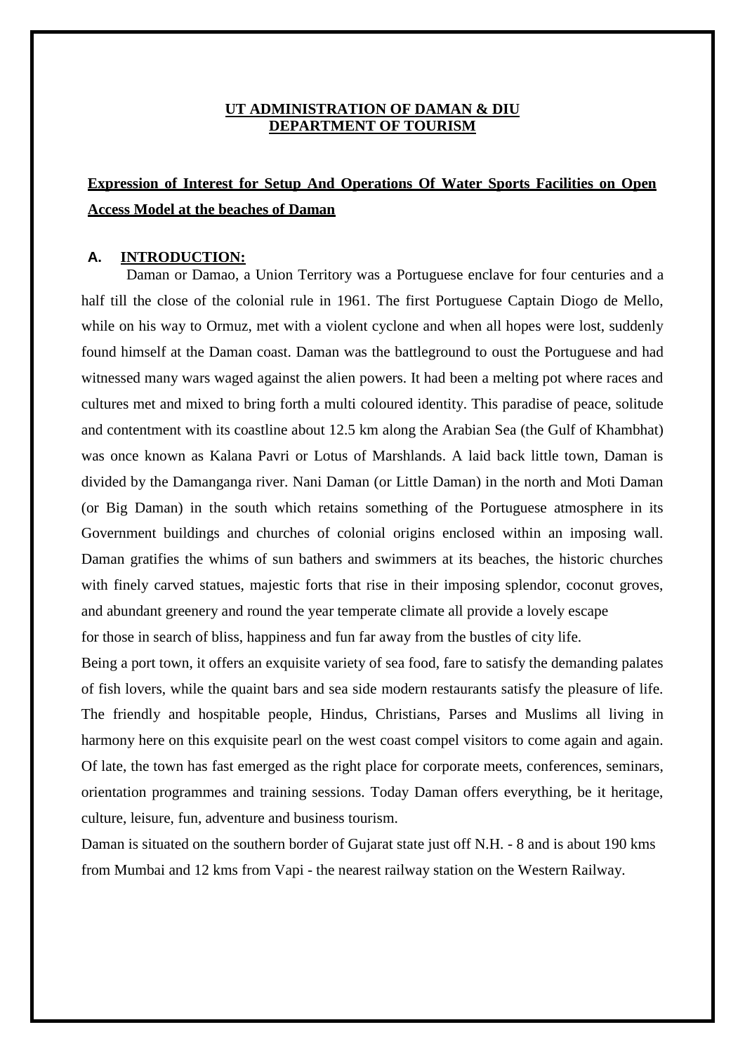**UT ADMINISTRATION OF DAMAN & DIU**
**DEPARTMENT OF TOURISM**

## Expression of Interest for Setup And Operations Of Water Sports Facilities on Open Access Model at the beaches of Daman

### A. INTRODUCTION:

Daman or Damao, a Union Territory was a Portuguese enclave for four centuries and a half till the close of the colonial rule in 1961. The first Portuguese Captain Diogo de Mello, while on his way to Ormuz, met with a violent cyclone and when all hopes were lost, suddenly found himself at the Daman coast. Daman was the battleground to oust the Portuguese and had witnessed many wars waged against the alien powers. It had been a melting pot where races and cultures met and mixed to bring forth a multi coloured identity. This paradise of peace, solitude and contentment with its coastline about 12.5 km along the Arabian Sea (the Gulf of Khambhat) was once known as Kalana Pavri or Lotus of Marshlands. A laid back little town, Daman is divided by the Damanganga river. Nani Daman (or Little Daman) in the north and Moti Daman (or Big Daman) in the south which retains something of the Portuguese atmosphere in its Government buildings and churches of colonial origins enclosed within an imposing wall. Daman gratifies the whims of sun bathers and swimmers at its beaches, the historic churches with finely carved statues, majestic forts that rise in their imposing splendor, coconut groves, and abundant greenery and round the year temperate climate all provide a lovely escape for those in search of bliss, happiness and fun far away from the bustles of city life.

Being a port town, it offers an exquisite variety of sea food, fare to satisfy the demanding palates of fish lovers, while the quaint bars and sea side modern restaurants satisfy the pleasure of life. The friendly and hospitable people, Hindus, Christians, Parses and Muslims all living in harmony here on this exquisite pearl on the west coast compel visitors to come again and again. Of late, the town has fast emerged as the right place for corporate meets, conferences, seminars, orientation programmes and training sessions. Today Daman offers everything, be it heritage, culture, leisure, fun, adventure and business tourism.

Daman is situated on the southern border of Gujarat state just off N.H. - 8 and is about 190 kms from Mumbai and 12 kms from Vapi - the nearest railway station on the Western Railway.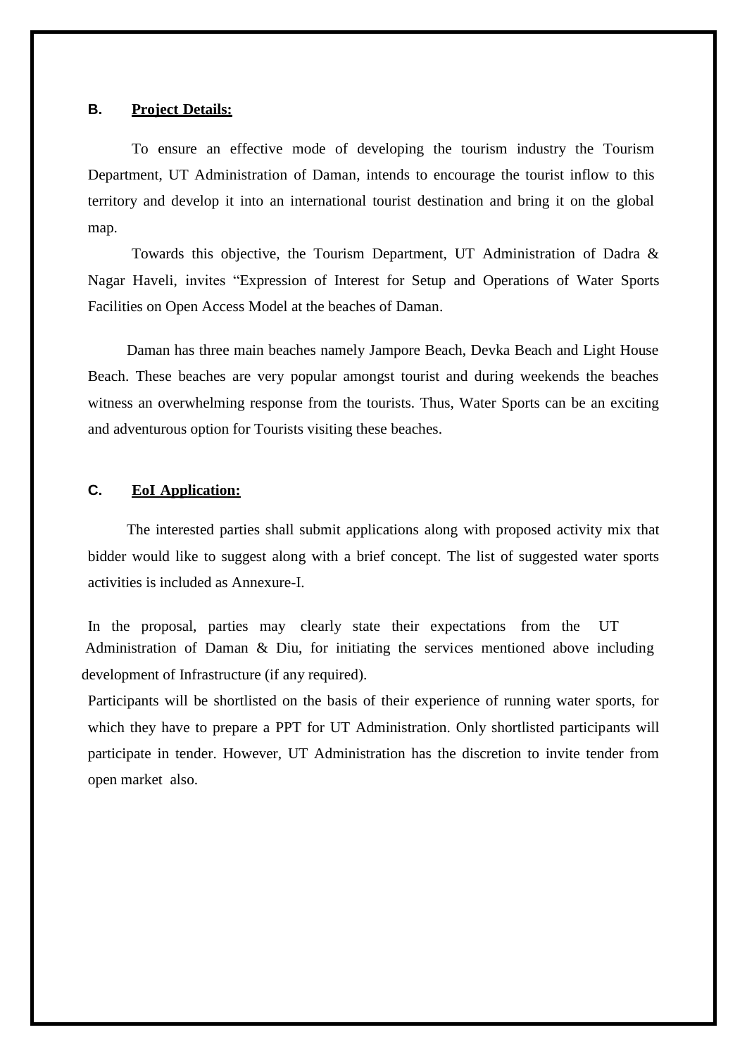## B. Project Details:

To ensure an effective mode of developing the tourism industry the Tourism Department, UT Administration of Daman, intends to encourage the tourist inflow to this territory and develop it into an international tourist destination and bring it on the global map.

Towards this objective, the Tourism Department, UT Administration of Dadra & Nagar Haveli, invites "Expression of Interest for Setup and Operations of Water Sports Facilities on Open Access Model at the beaches of Daman.

Daman has three main beaches namely Jampore Beach, Devka Beach and Light House Beach. These beaches are very popular amongst tourist and during weekends the beaches witness an overwhelming response from the tourists. Thus, Water Sports can be an exciting and adventurous option for Tourists visiting these beaches.

## C. EoI Application:

The interested parties shall submit applications along with proposed activity mix that bidder would like to suggest along with a brief concept. The list of suggested water sports activities is included as Annexure-I.

In the proposal, parties may clearly state their expectations from the UT Administration of Daman & Diu, for initiating the services mentioned above including development of Infrastructure (if any required).

Participants will be shortlisted on the basis of their experience of running water sports, for which they have to prepare a PPT for UT Administration. Only shortlisted participants will participate in tender. However, UT Administration has the discretion to invite tender from open market also.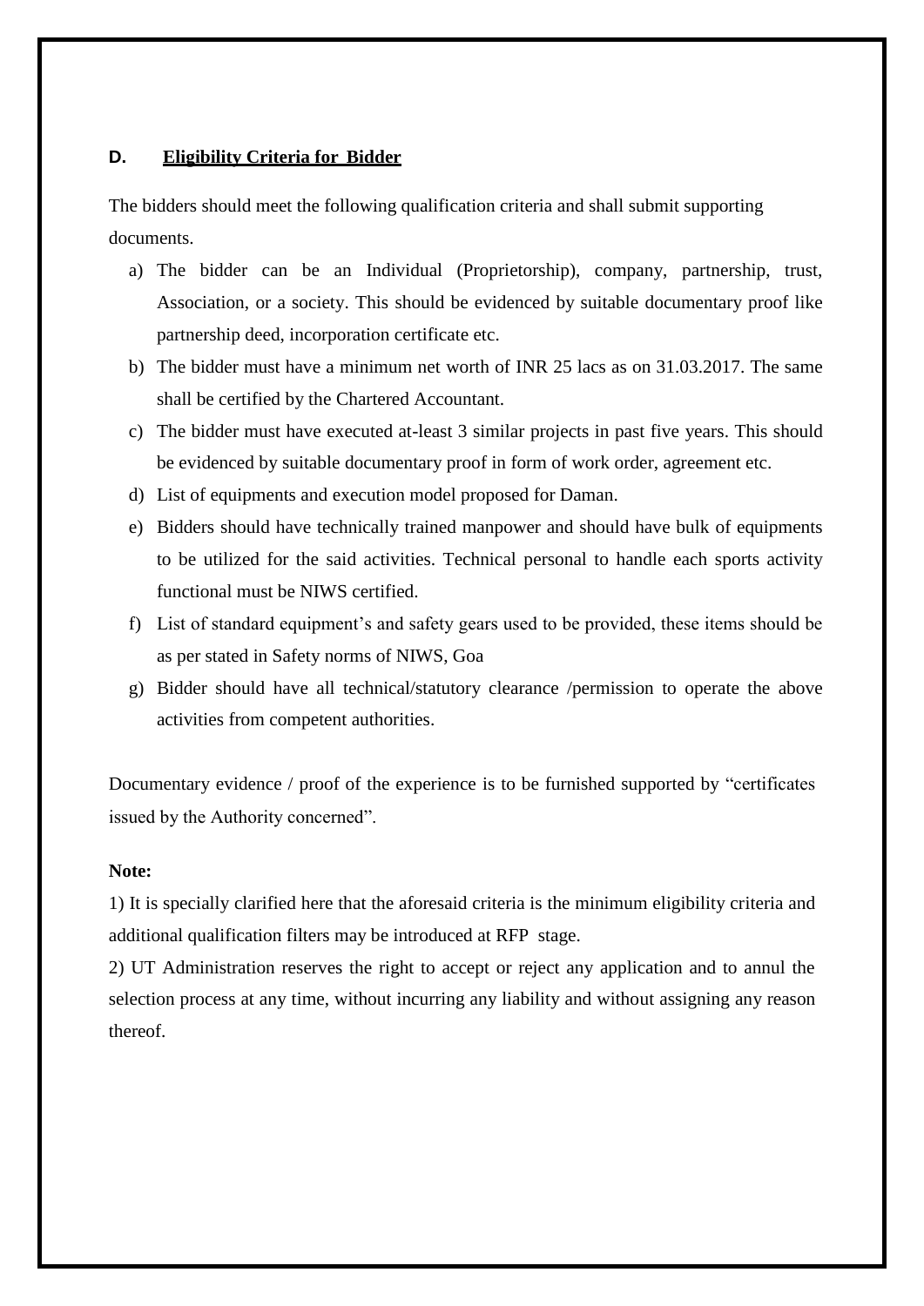## D. Eligibility Criteria for Bidder

The bidders should meet the following qualification criteria and shall submit supporting documents.

a) The bidder can be an Individual (Proprietorship), company, partnership, trust, Association, or a society. This should be evidenced by suitable documentary proof like partnership deed, incorporation certificate etc.

b) The bidder must have a minimum net worth of INR 25 lacs as on 31.03.2017. The same shall be certified by the Chartered Accountant.

c) The bidder must have executed at-least 3 similar projects in past five years. This should be evidenced by suitable documentary proof in form of work order, agreement etc.

d) List of equipments and execution model proposed for Daman.

e) Bidders should have technically trained manpower and should have bulk of equipments to be utilized for the said activities. Technical personal to handle each sports activity functional must be NIWS certified.

f) List of standard equipment's and safety gears used to be provided, these items should be as per stated in Safety norms of NIWS, Goa

g) Bidder should have all technical/statutory clearance /permission to operate the above activities from competent authorities.

Documentary evidence / proof of the experience is to be furnished supported by "certificates issued by the Authority concerned".

**Note:**

1) It is specially clarified here that the aforesaid criteria is the minimum eligibility criteria and additional qualification filters may be introduced at RFP stage.

2) UT Administration reserves the right to accept or reject any application and to annul the selection process at any time, without incurring any liability and without assigning any reason thereof.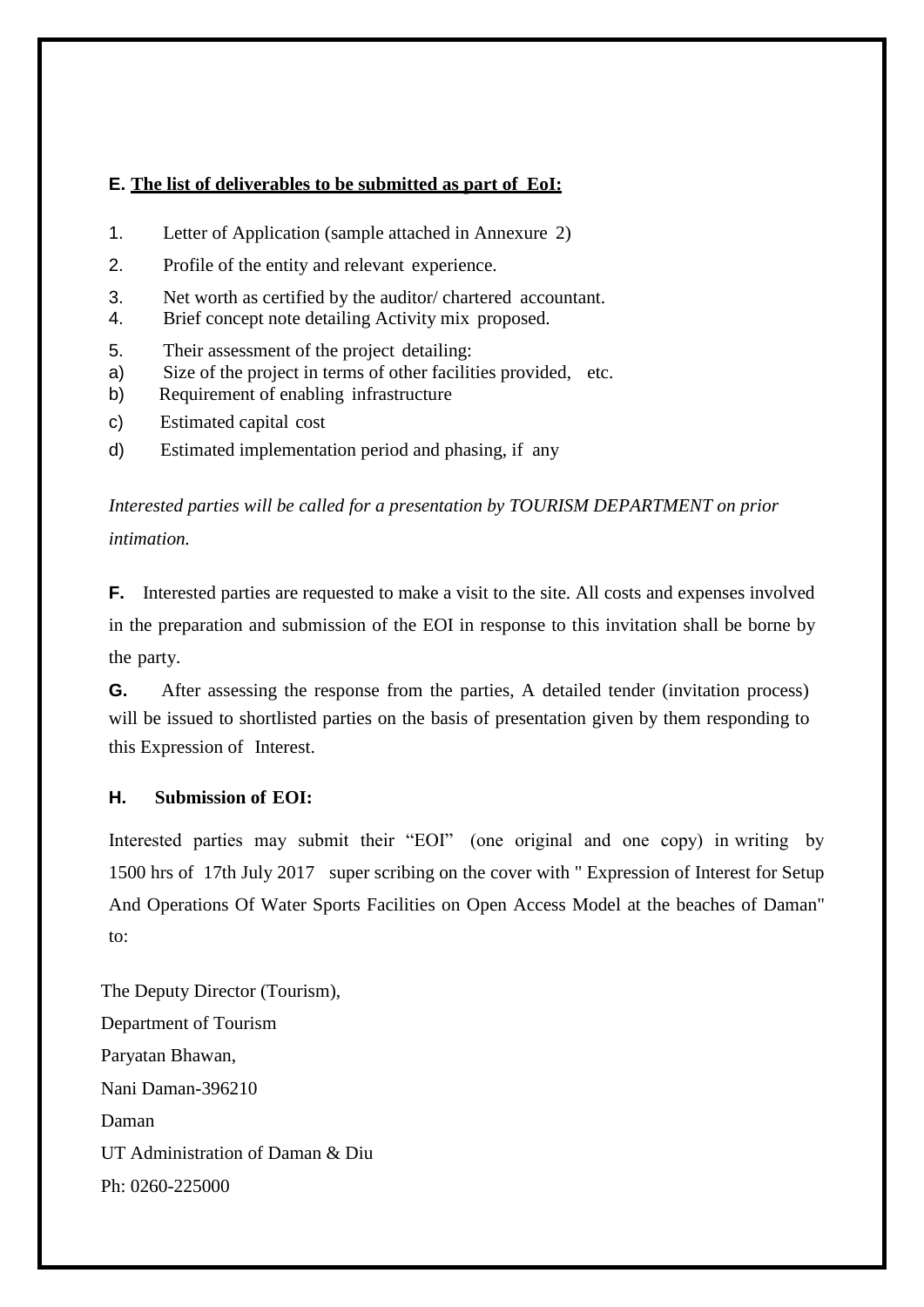**E. <u>The list of deliverables to be submitted as part of EoI:</u>**

1. Letter of Application (sample attached in Annexure 2)
2. Profile of the entity and relevant experience.
3. Net worth as certified by the auditor/ chartered accountant.
4. Brief concept note detailing Activity mix proposed.
5. Their assessment of the project detailing:

a) Size of the project in terms of other facilities provided, etc.

b) Requirement of enabling infrastructure

c) Estimated capital cost

d) Estimated implementation period and phasing, if any

*Interested parties will be called for a presentation by TOURISM DEPARTMENT on prior intimation.*

**F.** Interested parties are requested to make a visit to the site. All costs and expenses involved in the preparation and submission of the EOI in response to this invitation shall be borne by the party.

**G.** After assessing the response from the parties, A detailed tender (invitation process) will be issued to shortlisted parties on the basis of presentation given by them responding to this Expression of Interest.

**H. Submission of EOI:**

Interested parties may submit their "EOI" (one original and one copy) in writing by 1500 hrs of 17th July 2017 super scribing on the cover with " Expression of Interest for Setup And Operations Of Water Sports Facilities on Open Access Model at the beaches of Daman" to:

The Deputy Director (Tourism),
Department of Tourism
Paryatan Bhawan,
Nani Daman-396210
Daman
UT Administration of Daman & Diu
Ph: 0260-225000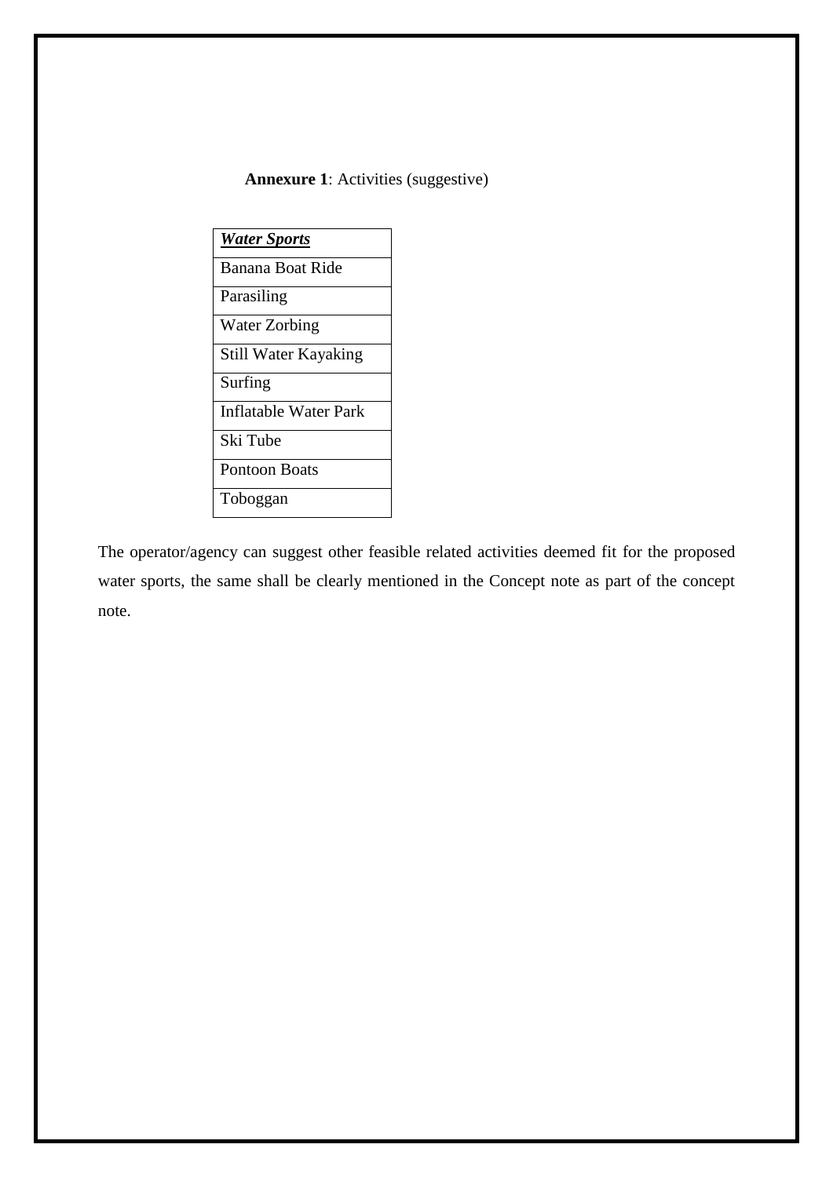**Annexure 1**: Activities (suggestive)

| ***Water Sports*** |
|---|
| Banana Boat Ride |
| Parasiling |
| Water Zorbing |
| Still Water Kayaking |
| Surfing |
| Inflatable Water Park |
| Ski Tube |
| Pontoon Boats |
| Toboggan |

The operator/agency can suggest other feasible related activities deemed fit for the proposed water sports, the same shall be clearly mentioned in the Concept note as part of the concept note.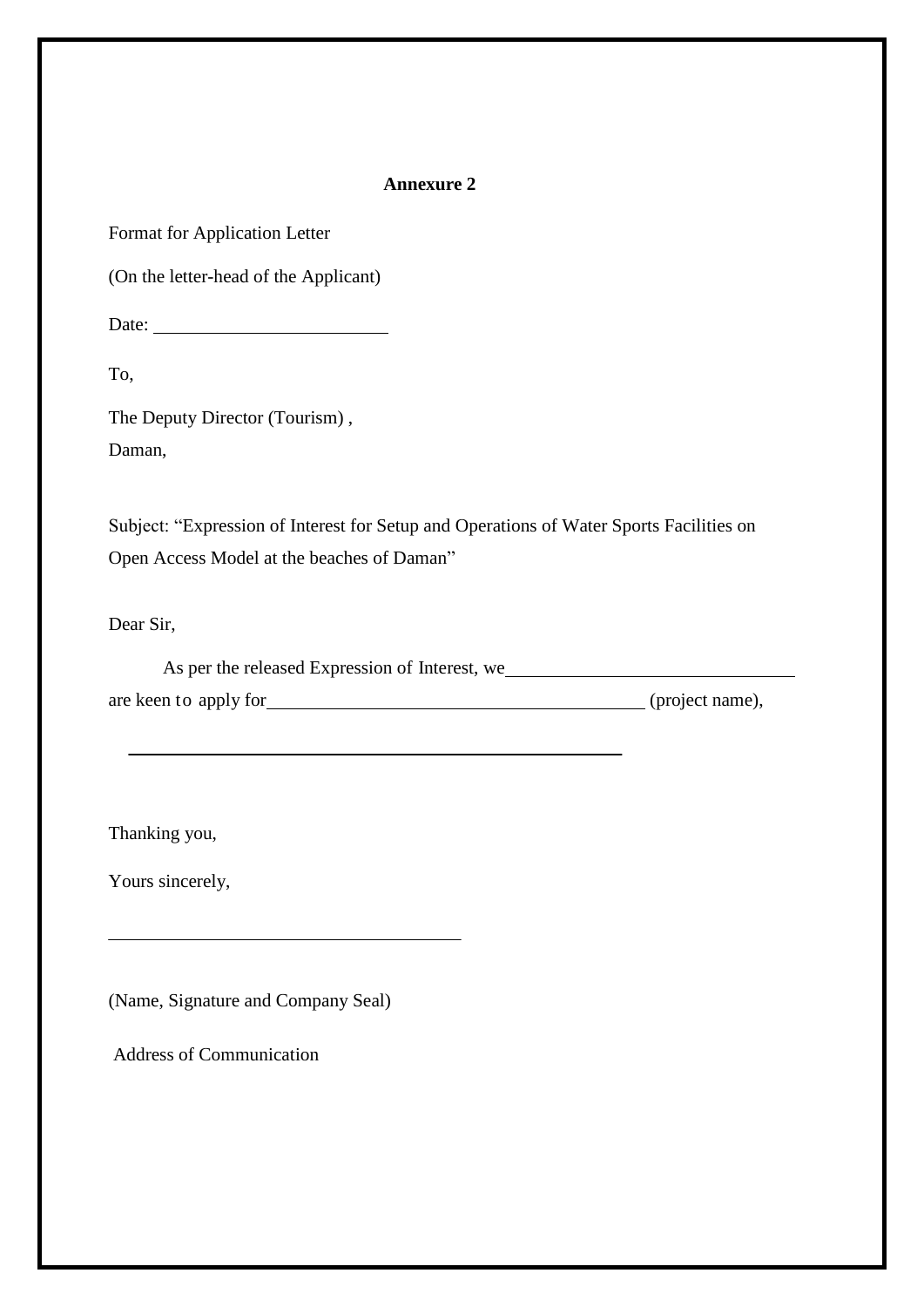**Annexure 2**

Format for Application Letter

(On the letter-head of the Applicant)

Date: ________________________

To,

The Deputy Director (Tourism) ,
Daman,

Subject: "Expression of Interest for Setup and Operations of Water Sports Facilities on Open Access Model at the beaches of Daman"

Dear Sir,

As per the released Expression of Interest, we ____________________________ are keen to apply for ______________________________________ (project name),

__________________________________________________

Thanking you,

Yours sincerely,

____________________________________

(Name, Signature and Company Seal)

Address of Communication